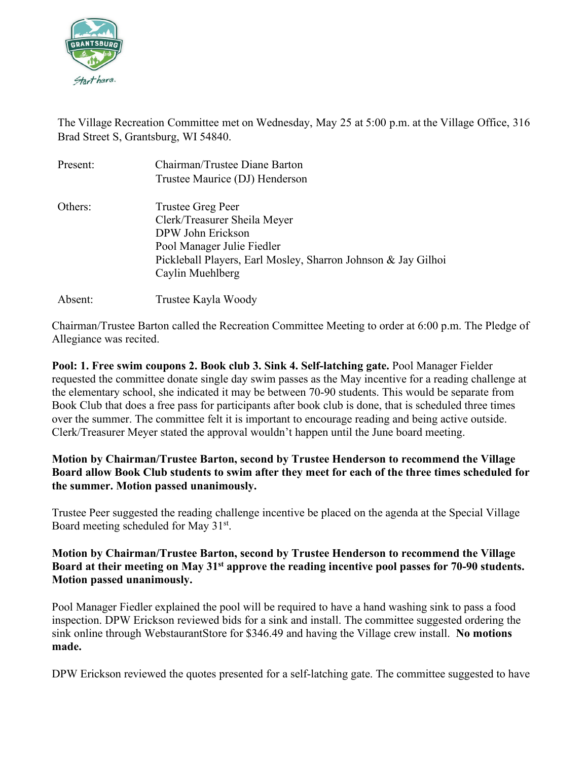The Village Recreation Committee met on Wednesday, May 25 at 5:00 p.m. at the Village Office, 316 Brad Street S, Grantsburg, WI 54840.

| | |
|---|---|
| Present: | Chairman/Trustee Diane Barton<br>Trustee Maurice (DJ) Henderson |
| Others: | Trustee Greg Peer<br>Clerk/Treasurer Sheila Meyer<br>DPW John Erickson<br>Pool Manager Julie Fiedler<br>Pickleball Players, Earl Mosley, Sharron Johnson & Jay Gilhoi<br>Caylin Muehlberg |
| Absent: | Trustee Kayla Woody |

Chairman/Trustee Barton called the Recreation Committee Meeting to order at 6:00 p.m. The Pledge of Allegiance was recited.

**Pool: 1. Free swim coupons 2. Book club 3. Sink 4. Self-latching gate.** Pool Manager Fielder requested the committee donate single day swim passes as the May incentive for a reading challenge at the elementary school, she indicated it may be between 70-90 students. This would be separate from Book Club that does a free pass for participants after book club is done, that is scheduled three times over the summer. The committee felt it is important to encourage reading and being active outside. Clerk/Treasurer Meyer stated the approval wouldn't happen until the June board meeting.

**Motion by Chairman/Trustee Barton, second by Trustee Henderson to recommend the Village Board allow Book Club students to swim after they meet for each of the three times scheduled for the summer. Motion passed unanimously.**

Trustee Peer suggested the reading challenge incentive be placed on the agenda at the Special Village Board meeting scheduled for May 31st.

**Motion by Chairman/Trustee Barton, second by Trustee Henderson to recommend the Village Board at their meeting on May 31st approve the reading incentive pool passes for 70-90 students. Motion passed unanimously.**

Pool Manager Fiedler explained the pool will be required to have a hand washing sink to pass a food inspection. DPW Erickson reviewed bids for a sink and install. The committee suggested ordering the sink online through WebstaurantStore for $346.49 and having the Village crew install. **No motions made.**

DPW Erickson reviewed the quotes presented for a self-latching gate. The committee suggested to have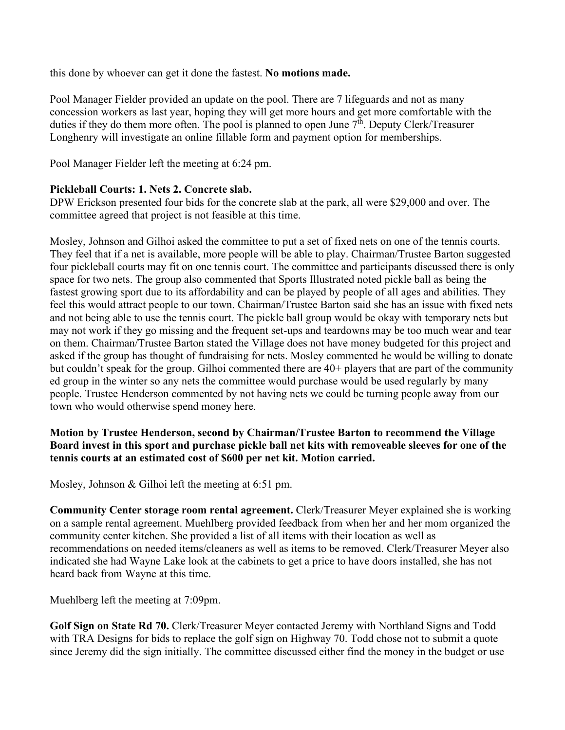this done by whoever can get it done the fastest. **No motions made.**

Pool Manager Fielder provided an update on the pool. There are 7 lifeguards and not as many concession workers as last year, hoping they will get more hours and get more comfortable with the duties if they do them more often. The pool is planned to open June 7th. Deputy Clerk/Treasurer Longhenry will investigate an online fillable form and payment option for memberships.

Pool Manager Fielder left the meeting at 6:24 pm.

**Pickleball Courts: 1. Nets 2. Concrete slab.**
DPW Erickson presented four bids for the concrete slab at the park, all were $29,000 and over. The committee agreed that project is not feasible at this time.

Mosley, Johnson and Gilhoi asked the committee to put a set of fixed nets on one of the tennis courts. They feel that if a net is available, more people will be able to play. Chairman/Trustee Barton suggested four pickleball courts may fit on one tennis court. The committee and participants discussed there is only space for two nets. The group also commented that Sports Illustrated noted pickle ball as being the fastest growing sport due to its affordability and can be played by people of all ages and abilities. They feel this would attract people to our town. Chairman/Trustee Barton said she has an issue with fixed nets and not being able to use the tennis court. The pickle ball group would be okay with temporary nets but may not work if they go missing and the frequent set-ups and teardowns may be too much wear and tear on them. Chairman/Trustee Barton stated the Village does not have money budgeted for this project and asked if the group has thought of fundraising for nets. Mosley commented he would be willing to donate but couldn't speak for the group. Gilhoi commented there are 40+ players that are part of the community ed group in the winter so any nets the committee would purchase would be used regularly by many people. Trustee Henderson commented by not having nets we could be turning people away from our town who would otherwise spend money here.

**Motion by Trustee Henderson, second by Chairman/Trustee Barton to recommend the Village Board invest in this sport and purchase pickle ball net kits with removeable sleeves for one of the tennis courts at an estimated cost of $600 per net kit. Motion carried.**

Mosley, Johnson & Gilhoi left the meeting at 6:51 pm.

**Community Center storage room rental agreement.** Clerk/Treasurer Meyer explained she is working on a sample rental agreement. Muehlberg provided feedback from when her and her mom organized the community center kitchen. She provided a list of all items with their location as well as recommendations on needed items/cleaners as well as items to be removed. Clerk/Treasurer Meyer also indicated she had Wayne Lake look at the cabinets to get a price to have doors installed, she has not heard back from Wayne at this time.

Muehlberg left the meeting at 7:09pm.

**Golf Sign on State Rd 70.** Clerk/Treasurer Meyer contacted Jeremy with Northland Signs and Todd with TRA Designs for bids to replace the golf sign on Highway 70. Todd chose not to submit a quote since Jeremy did the sign initially. The committee discussed either find the money in the budget or use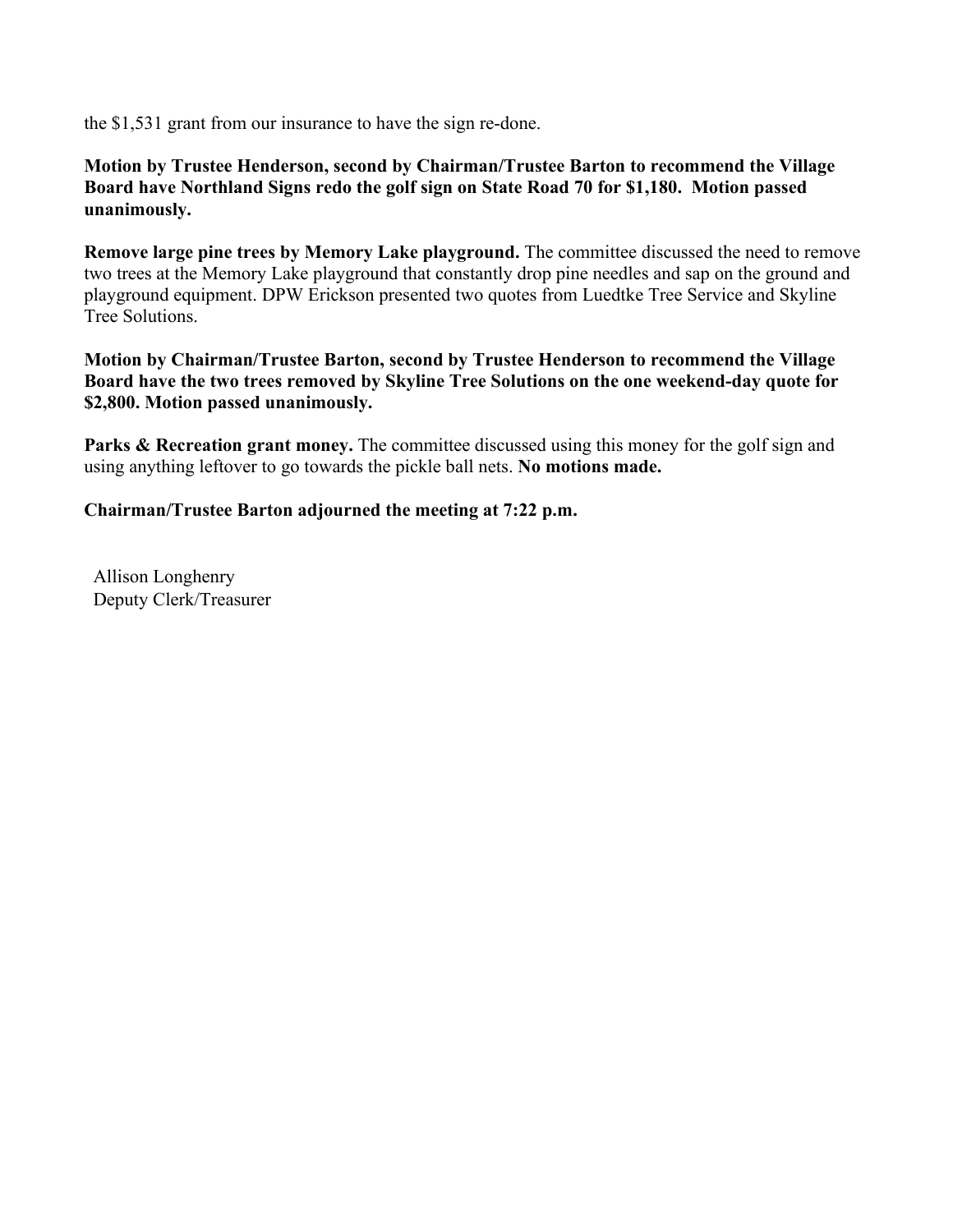the $1,531 grant from our insurance to have the sign re-done.

**Motion by Trustee Henderson, second by Chairman/Trustee Barton to recommend the Village Board have Northland Signs redo the golf sign on State Road 70 for $1,180. Motion passed unanimously.**

**Remove large pine trees by Memory Lake playground.** The committee discussed the need to remove two trees at the Memory Lake playground that constantly drop pine needles and sap on the ground and playground equipment. DPW Erickson presented two quotes from Luedtke Tree Service and Skyline Tree Solutions.

**Motion by Chairman/Trustee Barton, second by Trustee Henderson to recommend the Village Board have the two trees removed by Skyline Tree Solutions on the one weekend-day quote for $2,800. Motion passed unanimously.**

**Parks & Recreation grant money.** The committee discussed using this money for the golf sign and using anything leftover to go towards the pickle ball nets. **No motions made.**

**Chairman/Trustee Barton adjourned the meeting at 7:22 p.m.**

Allison Longhenry
Deputy Clerk/Treasurer